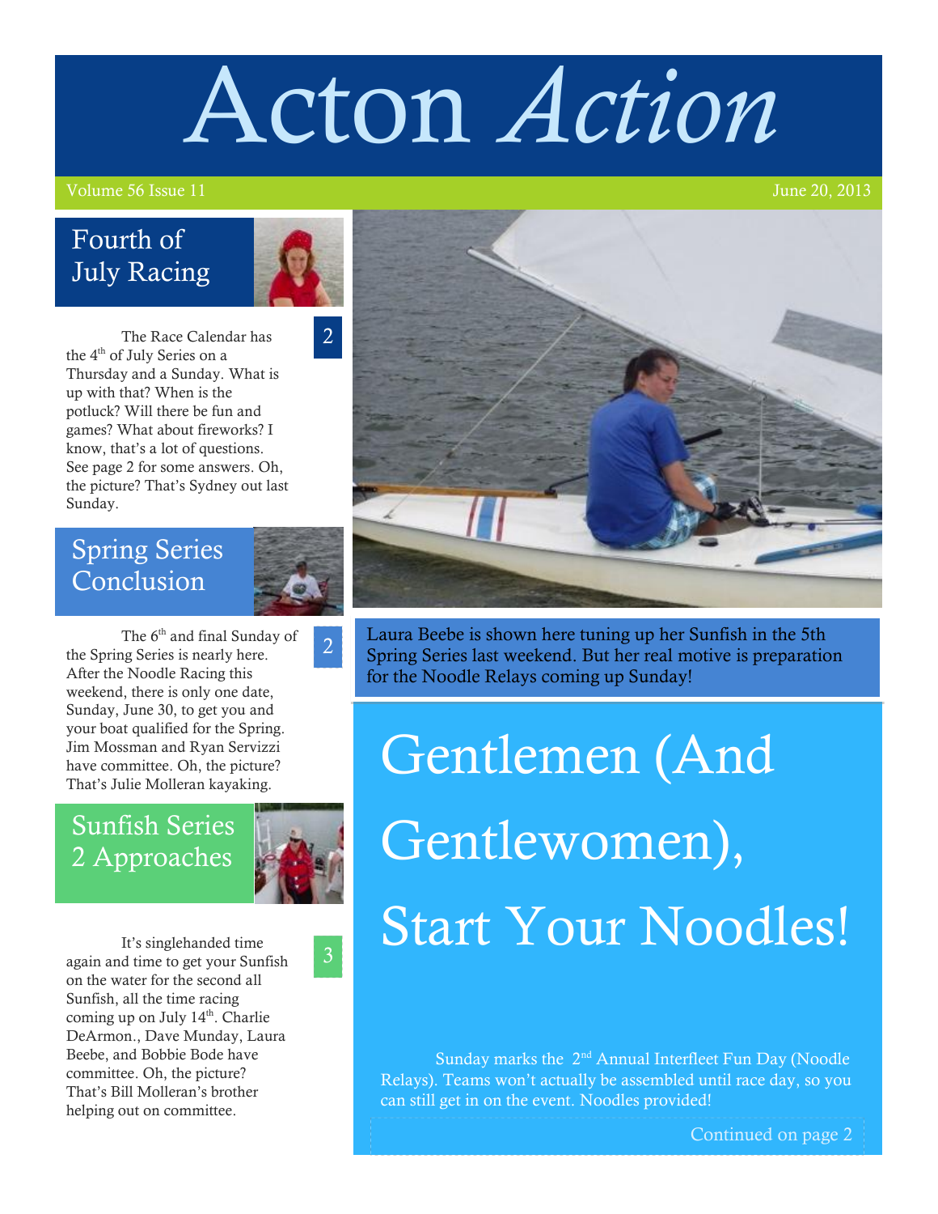# Acton *Action*

Volume 56 Issue 11 June 20, 2013

## Fourth of July Racing

2

The Race Calendar has the 4th of July Series on a Thursday and a Sunday. What is up with that? When is the potluck? Will there be fun and games? What about fireworks? I know, that's a lot of questions. See page 2 for some answers. Oh, the picture? That's Sydney out last Sunday.

## Spring Series Conclusion

2

The 6th and final Sunday of the Spring Series is nearly here. After the Noodle Racing this weekend, there is only one date, Sunday, June 30, to get you and your boat qualified for the Spring. Jim Mossman and Ryan Servizzi have committee. Oh, the picture? That's Julie Molleran kayaking.

## Sunfish Series 2 Approaches

3

It's singlehanded time again and time to get your Sunfish on the water for the second all Sunfish, all the time racing coming up on July 14th. Charlie DeArmon., Dave Munday, Laura Beebe, and Bobbie Bode have committee. Oh, the picture? That's Bill Molleran's brother helping out on committee.

Laura Beebe is shown here tuning up her Sunfish in the 5th Spring Series last weekend. But her real motive is preparation for the Noodle Relays coming up Sunday!

# Gentlemen (And Gentlewomen), Start Your Noodles!

Sunday marks the 2nd Annual Interfleet Fun Day (Noodle Relays). Teams won't actually be assembled until race day, so you can still get in on the event. Noodles provided!

Continued on page 2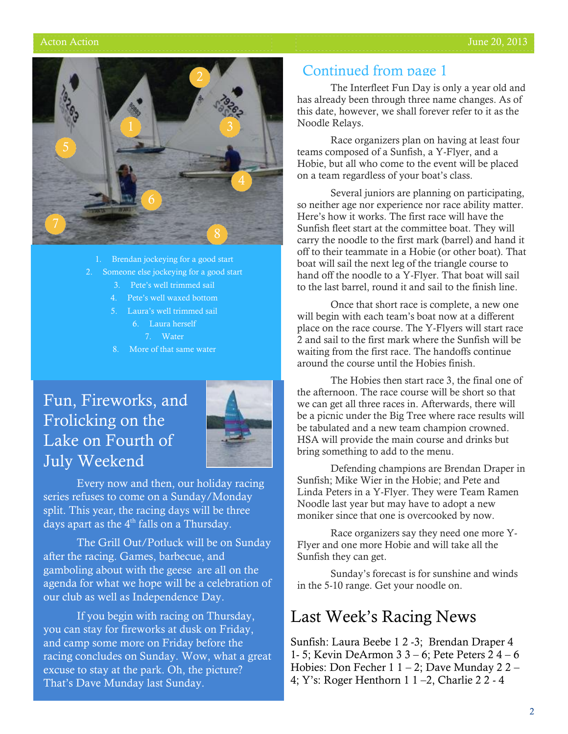1. Brendan jockeying for a good start
2. Someone else jockeying for a good start
3. Pete's well trimmed sail
4. Pete's well waxed bottom
5. Laura's well trimmed sail
6. Laura herself
7. Water
8. More of that same water

## Fun, Fireworks, and Frolicking on the Lake on Fourth of July Weekend

Every now and then, our holiday racing series refuses to come on a Sunday/Monday split. This year, the racing days will be three days apart as the 4th falls on a Thursday.

The Grill Out/Potluck will be on Sunday after the racing. Games, barbecue, and gamboling about with the geese are all on the agenda for what we hope will be a celebration of our club as well as Independence Day.

If you begin with racing on Thursday, you can stay for fireworks at dusk on Friday, and camp some more on Friday before the racing concludes on Sunday. Wow, what a great excuse to stay at the park. Oh, the picture? That's Dave Munday last Sunday.

## Continued from page 1

The Interfleet Fun Day is only a year old and has already been through three name changes. As of this date, however, we shall forever refer to it as the Noodle Relays.

Race organizers plan on having at least four teams composed of a Sunfish, a Y-Flyer, and a Hobie, but all who come to the event will be placed on a team regardless of your boat's class.

Several juniors are planning on participating, so neither age nor experience nor race ability matter. Here's how it works. The first race will have the Sunfish fleet start at the committee boat. They will carry the noodle to the first mark (barrel) and hand it off to their teammate in a Hobie (or other boat). That boat will sail the next leg of the triangle course to hand off the noodle to a Y-Flyer. That boat will sail to the last barrel, round it and sail to the finish line.

Once that short race is complete, a new one will begin with each team's boat now at a different place on the race course. The Y-Flyers will start race 2 and sail to the first mark where the Sunfish will be waiting from the first race. The handoffs continue around the course until the Hobies finish.

The Hobies then start race 3, the final one of the afternoon. The race course will be short so that we can get all three races in. Afterwards, there will be a picnic under the Big Tree where race results will be tabulated and a new team champion crowned. HSA will provide the main course and drinks but bring something to add to the menu.

Defending champions are Brendan Draper in Sunfish; Mike Wier in the Hobie; and Pete and Linda Peters in a Y-Flyer. They were Team Ramen Noodle last year but may have to adopt a new moniker since that one is overcooked by now.

Race organizers say they need one more Y-Flyer and one more Hobie and will take all the Sunfish they can get.

Sunday's forecast is for sunshine and winds in the 5-10 range. Get your noodle on.

## Last Week's Racing News

Sunfish: Laura Beebe 1 2 -3; Brendan Draper 4 1- 5; Kevin DeArmon 3 3 – 6; Pete Peters 2 4 – 6 Hobies: Don Fecher 1 1 – 2; Dave Munday 2 2 – 4; Y's: Roger Henthorn 1 1 –2, Charlie 2 2 - 4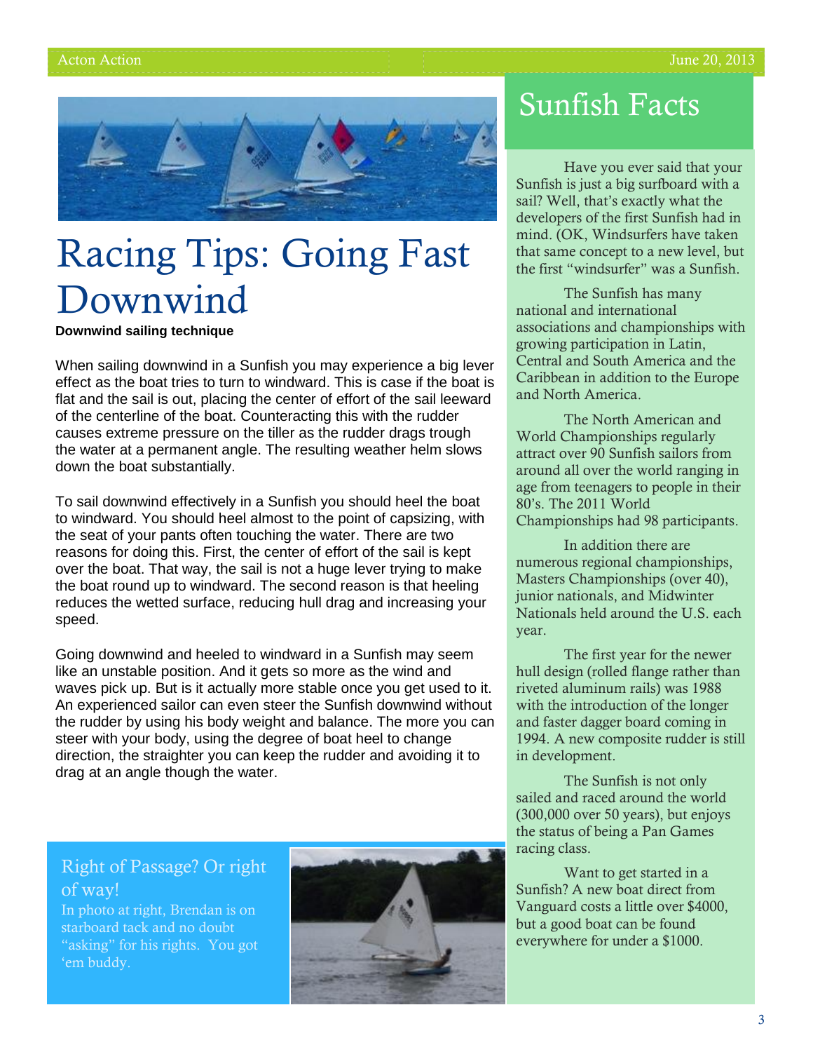# Racing Tips: Going Fast Downwind

**Downwind sailing technique**

When sailing downwind in a Sunfish you may experience a big lever effect as the boat tries to turn to windward. This is case if the boat is flat and the sail is out, placing the center of effort of the sail leeward of the centerline of the boat. Counteracting this with the rudder causes extreme pressure on the tiller as the rudder drags trough the water at a permanent angle. The resulting weather helm slows down the boat substantially.

To sail downwind effectively in a Sunfish you should heel the boat to windward. You should heel almost to the point of capsizing, with the seat of your pants often touching the water. There are two reasons for doing this. First, the center of effort of the sail is kept over the boat. That way, the sail is not a huge lever trying to make the boat round up to windward. The second reason is that heeling reduces the wetted surface, reducing hull drag and increasing your speed.

Going downwind and heeled to windward in a Sunfish may seem like an unstable position. And it gets so more as the wind and waves pick up. But is it actually more stable once you get used to it. An experienced sailor can even steer the Sunfish downwind without the rudder by using his body weight and balance. The more you can steer with your body, using the degree of boat heel to change direction, the straighter you can keep the rudder and avoiding it to drag at an angle though the water.

## Right of Passage? Or right of way!

In photo at right, Brendan is on starboard tack and no doubt "asking" for his rights. You got 'em buddy.

## Sunfish Facts

Have you ever said that your Sunfish is just a big surfboard with a sail? Well, that's exactly what the developers of the first Sunfish had in mind. (OK, Windsurfers have taken that same concept to a new level, but the first "windsurfer" was a Sunfish.

The Sunfish has many national and international associations and championships with growing participation in Latin, Central and South America and the Caribbean in addition to the Europe and North America.

The North American and World Championships regularly attract over 90 Sunfish sailors from around all over the world ranging in age from teenagers to people in their 80's. The 2011 World Championships had 98 participants.

In addition there are numerous regional championships, Masters Championships (over 40), junior nationals, and Midwinter Nationals held around the U.S. each year.

The first year for the newer hull design (rolled flange rather than riveted aluminum rails) was 1988 with the introduction of the longer and faster dagger board coming in 1994. A new composite rudder is still in development.

The Sunfish is not only sailed and raced around the world (300,000 over 50 years), but enjoys the status of being a Pan Games racing class.

Want to get started in a Sunfish? A new boat direct from Vanguard costs a little over $4000, but a good boat can be found everywhere for under a $1000.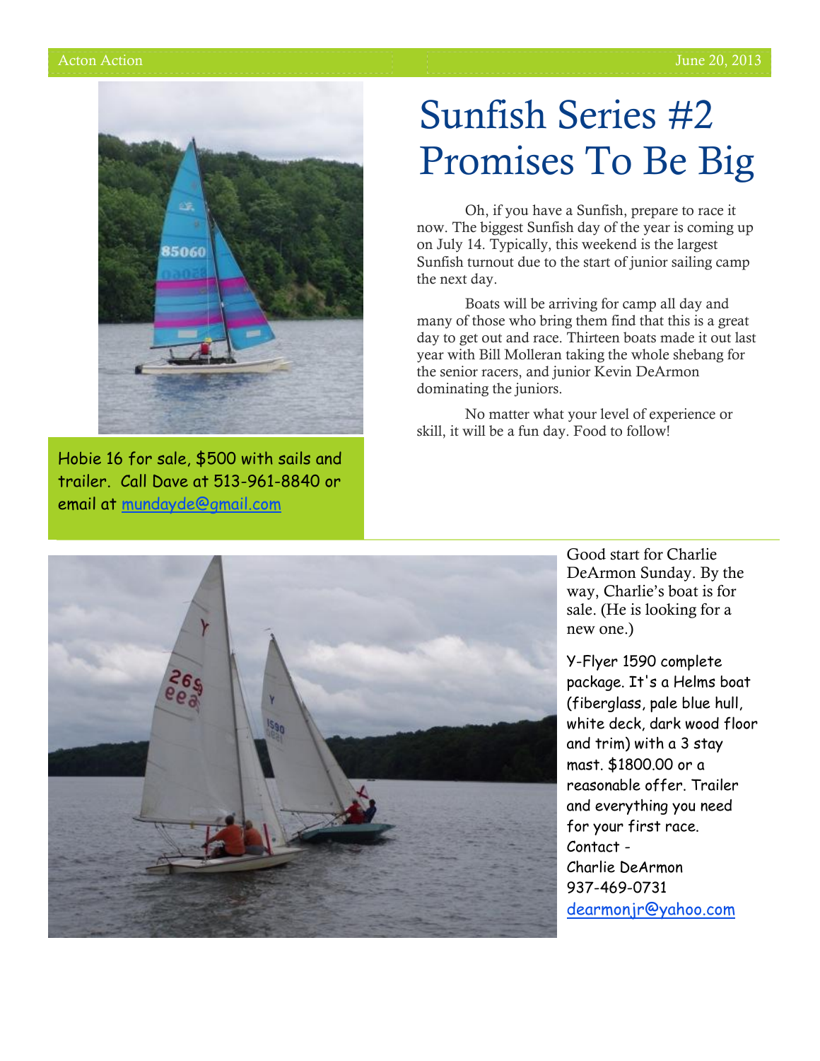# Sunfish Series #2 Promises To Be Big

Oh, if you have a Sunfish, prepare to race it now. The biggest Sunfish day of the year is coming up on July 14. Typically, this weekend is the largest Sunfish turnout due to the start of junior sailing camp the next day.

Boats will be arriving for camp all day and many of those who bring them find that this is a great day to get out and race. Thirteen boats made it out last year with Bill Molleran taking the whole shebang for the senior racers, and junior Kevin DeArmon dominating the juniors.

No matter what your level of experience or skill, it will be a fun day. Food to follow!

Hobie 16 for sale, $500 with sails and trailer. Call Dave at 513-961-8840 or email at mundayde@gmail.com

Good start for Charlie DeArmon Sunday. By the way, Charlie's boat is for sale. (He is looking for a new one.)

Y-Flyer 1590 complete package. It's a Helms boat (fiberglass, pale blue hull, white deck, dark wood floor and trim) with a 3 stay mast. $1800.00 or a reasonable offer. Trailer and everything you need for your first race.

Contact -
Charlie DeArmon
937-469-0731
dearmonjr@yahoo.com